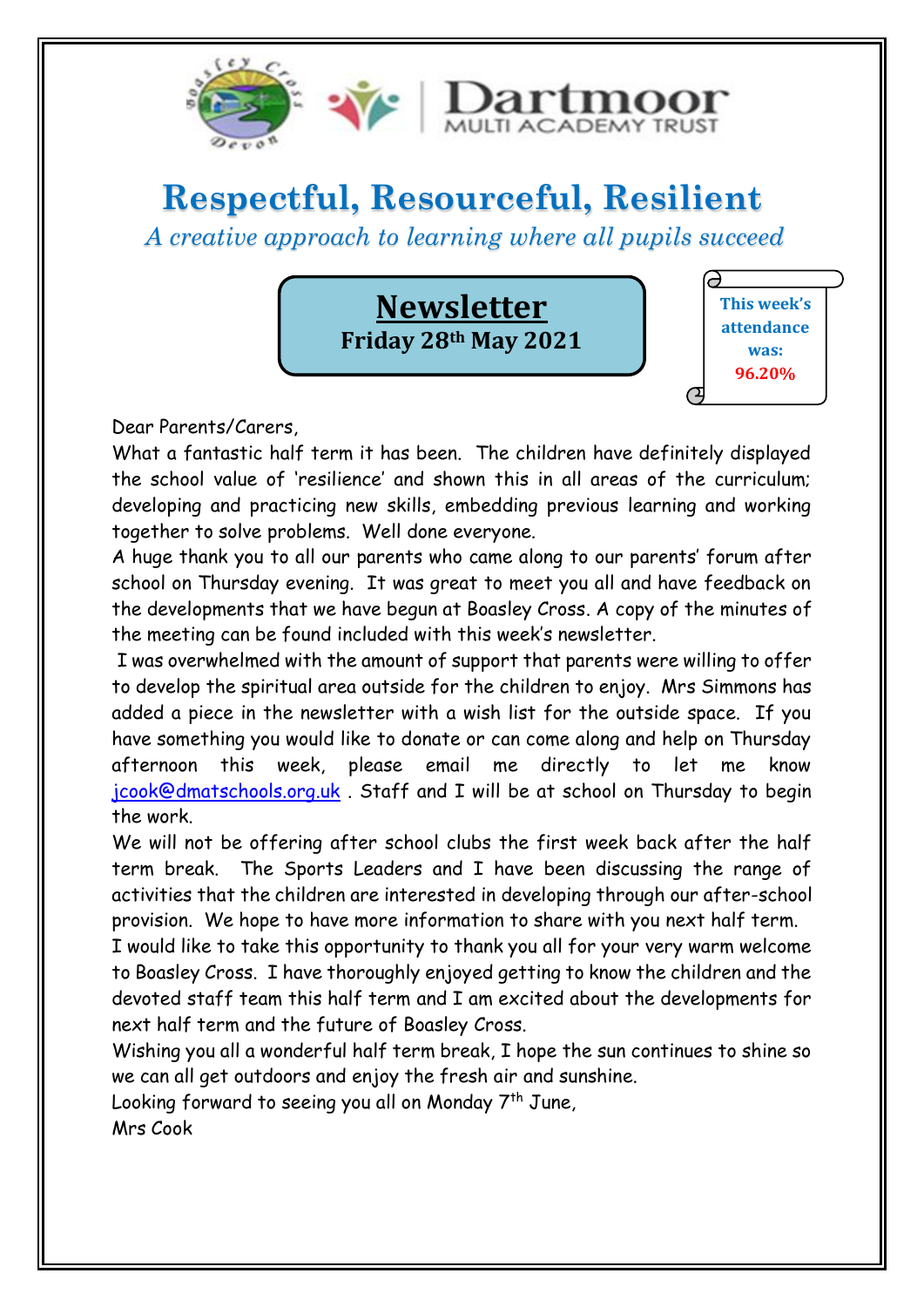# Respectful, Resourceful, Resilient

*A creative approach to learning where all pupils succeed*

## Newsletter

**Friday 28th May 2021**

**This week's attendance was: 96.20%**

Dear Parents/Carers,

What a fantastic half term it has been. The children have definitely displayed the school value of 'resilience' and shown this in all areas of the curriculum; developing and practicing new skills, embedding previous learning and working together to solve problems. Well done everyone.

A huge thank you to all our parents who came along to our parents' forum after school on Thursday evening. It was great to meet you all and have feedback on the developments that we have begun at Boasley Cross. A copy of the minutes of the meeting can be found included with this week's newsletter.

I was overwhelmed with the amount of support that parents were willing to offer to develop the spiritual area outside for the children to enjoy. Mrs Simmons has added a piece in the newsletter with a wish list for the outside space. If you have something you would like to donate or can come along and help on Thursday afternoon this week, please email me directly to let me know jcook@dmatschools.org.uk . Staff and I will be at school on Thursday to begin the work.

We will not be offering after school clubs the first week back after the half term break. The Sports Leaders and I have been discussing the range of activities that the children are interested in developing through our after-school provision. We hope to have more information to share with you next half term.

I would like to take this opportunity to thank you all for your very warm welcome to Boasley Cross. I have thoroughly enjoyed getting to know the children and the devoted staff team this half term and I am excited about the developments for next half term and the future of Boasley Cross.

Wishing you all a wonderful half term break, I hope the sun continues to shine so we can all get outdoors and enjoy the fresh air and sunshine.

Looking forward to seeing you all on Monday 7th June,

Mrs Cook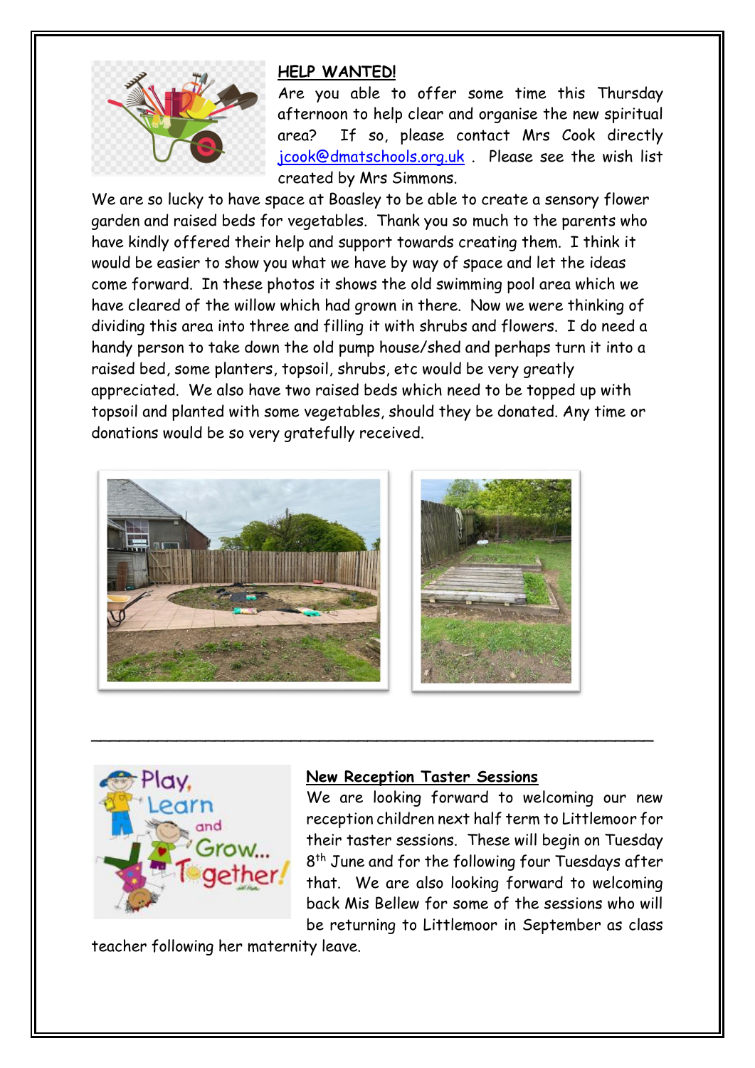## HELP WANTED!

Are you able to offer some time this Thursday afternoon to help clear and organise the new spiritual area? If so, please contact Mrs Cook directly jcook@dmatschools.org.uk . Please see the wish list created by Mrs Simmons.

We are so lucky to have space at Boasley to be able to create a sensory flower garden and raised beds for vegetables. Thank you so much to the parents who have kindly offered their help and support towards creating them. I think it would be easier to show you what we have by way of space and let the ideas come forward. In these photos it shows the old swimming pool area which we have cleared of the willow which had grown in there. Now we were thinking of dividing this area into three and filling it with shrubs and flowers. I do need a handy person to take down the old pump house/shed and perhaps turn it into a raised bed, some planters, topsoil, shrubs, etc would be very greatly appreciated. We also have two raised beds which need to be topped up with topsoil and planted with some vegetables, should they be donated. Any time or donations would be so very gratefully received.

---

## New Reception Taster Sessions

We are looking forward to welcoming our new reception children next half term to Littlemoor for their taster sessions. These will begin on Tuesday 8th June and for the following four Tuesdays after that. We are also looking forward to welcoming back Mis Bellew for some of the sessions who will be returning to Littlemoor in September as class teacher following her maternity leave.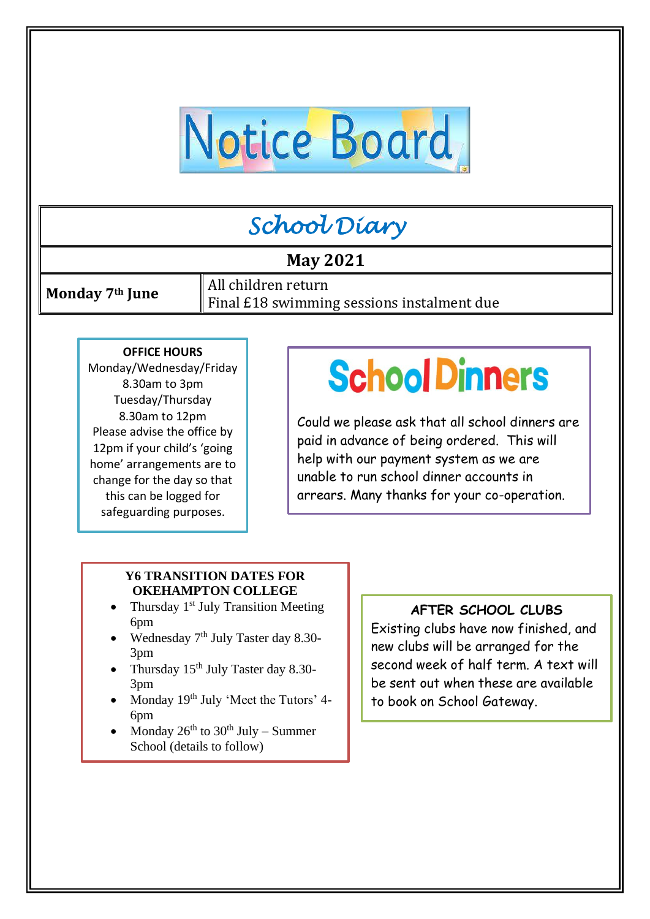# Notice Board

## School Diary

| May 2021 | |
|---|---|
| **Monday 7th June** | All children return<br>Final £18 swimming sessions instalment due |

**OFFICE HOURS**

Monday/Wednesday/Friday
8.30am to 3pm
Tuesday/Thursday
8.30am to 12pm
Please advise the office by 12pm if your child's 'going home' arrangements are to change for the day so that this can be logged for safeguarding purposes.

## School Dinners

Could we please ask that all school dinners are paid in advance of being ordered. This will help with our payment system as we are unable to run school dinner accounts in arrears. Many thanks for your co-operation.

**Y6 TRANSITION DATES FOR OKEHAMPTON COLLEGE**

- Thursday 1st July Transition Meeting 6pm
- Wednesday 7th July Taster day 8.30-3pm
- Thursday 15th July Taster day 8.30-3pm
- Monday 19th July 'Meet the Tutors' 4-6pm
- Monday 26th to 30th July – Summer School (details to follow)

**AFTER SCHOOL CLUBS**

Existing clubs have now finished, and new clubs will be arranged for the second week of half term. A text will be sent out when these are available to book on School Gateway.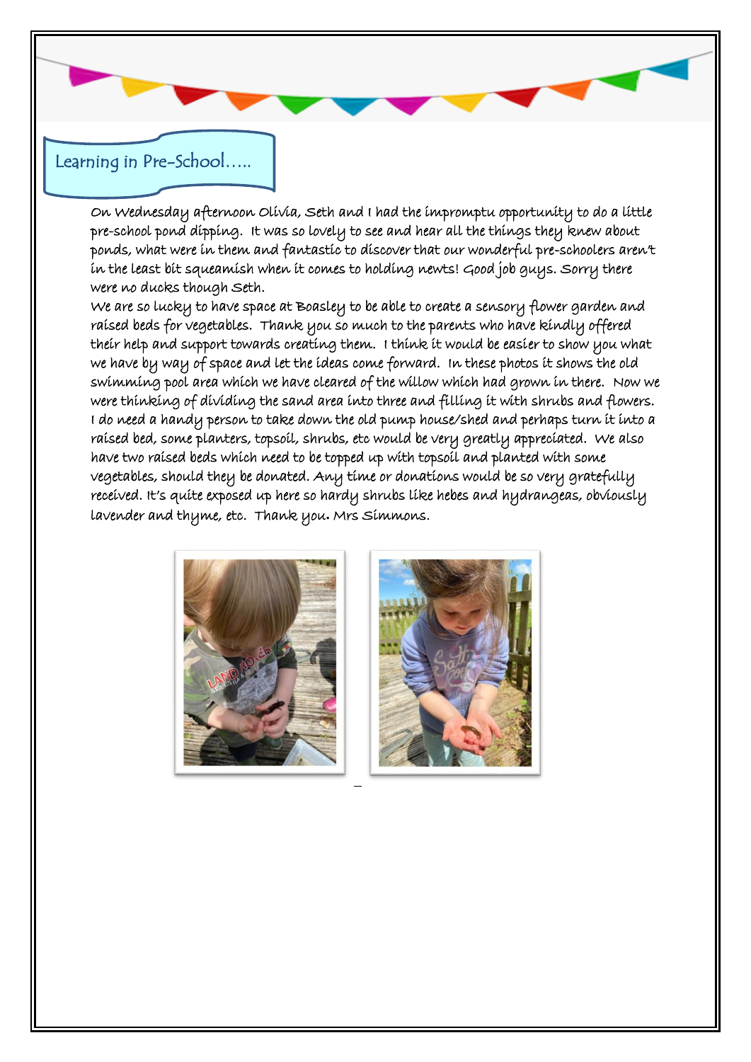## Learning in Pre-School…..

On Wednesday afternoon Olivia, Seth and I had the impromptu opportunity to do a little pre-school pond dipping. It was so lovely to see and hear all the things they knew about ponds, what were in them and fantastic to discover that our wonderful pre-schoolers aren't in the least bit squeamish when it comes to holding newts! Good job guys. Sorry there were no ducks though Seth.

We are so lucky to have space at Boasley to be able to create a sensory flower garden and raised beds for vegetables. Thank you so much to the parents who have kindly offered their help and support towards creating them. I think it would be easier to show you what we have by way of space and let the ideas come forward. In these photos it shows the old swimming pool area which we have cleared of the willow which had grown in there. Now we were thinking of dividing the sand area into three and filling it with shrubs and flowers. I do need a handy person to take down the old pump house/shed and perhaps turn it into a raised bed, some planters, topsoil, shrubs, etc would be very greatly appreciated. We also have two raised beds which need to be topped up with topsoil and planted with some vegetables, should they be donated. Any time or donations would be so very gratefully received. It's quite exposed up here so hardy shrubs like hebes and hydrangeas, obviously lavender and thyme, etc. Thank you. Mrs Simmons.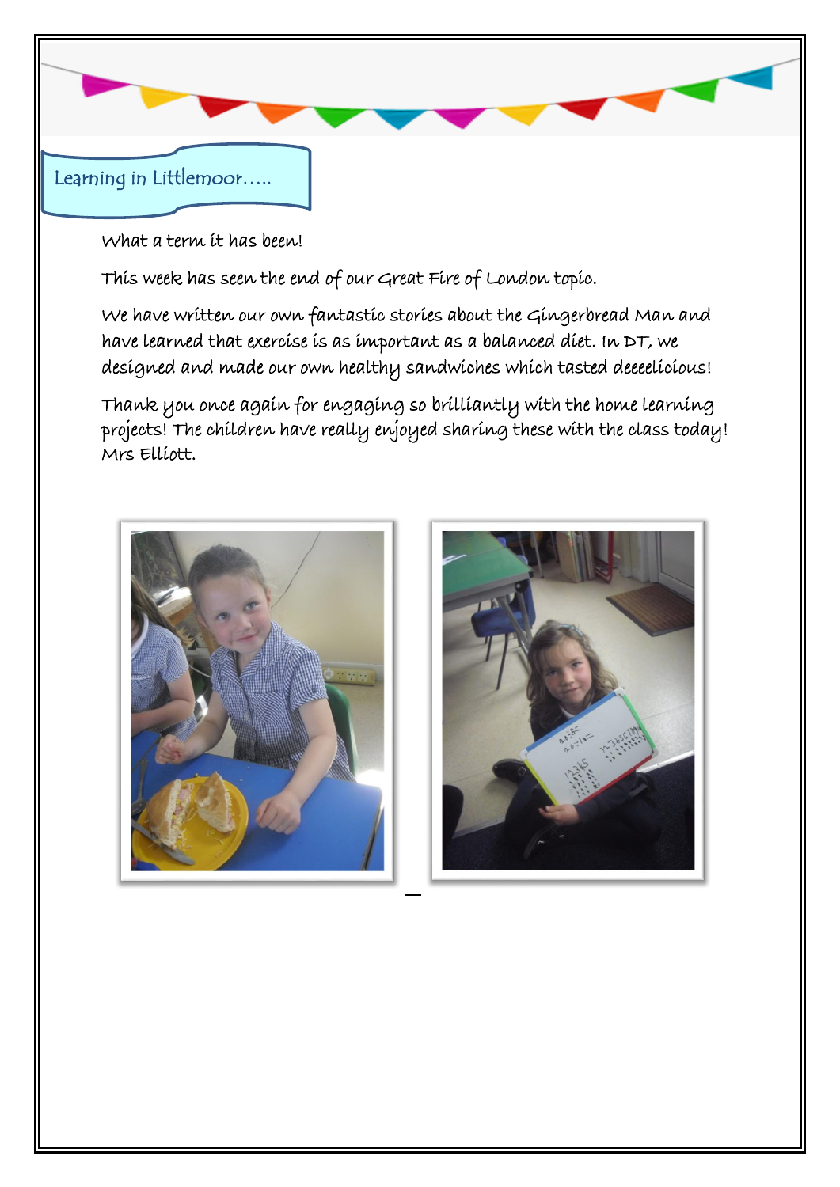## Learning in Littlemoor…..

What a term it has been!

This week has seen the end of our Great Fire of London topic.

We have written our own fantastic stories about the Gingerbread Man and have learned that exercise is as important as a balanced diet. In DT, we designed and made our own healthy sandwiches which tasted deeeelicious!

Thank you once again for engaging so brilliantly with the home learning projects! The children have really enjoyed sharing these with the class today! Mrs Elliott.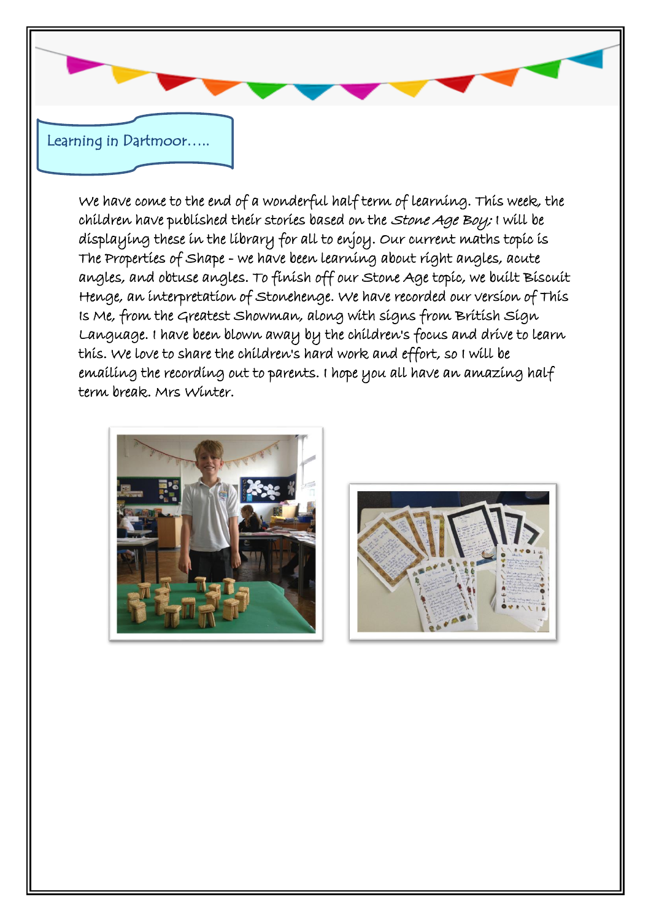## Learning in Dartmoor…..

We have come to the end of a wonderful half term of learning. This week, the children have published their stories based on the *Stone Age Boy;* I will be displaying these in the library for all to enjoy. Our current maths topic is The Properties of Shape - we have been learning about right angles, acute angles, and obtuse angles. To finish off our Stone Age topic, we built Biscuit Henge, an interpretation of Stonehenge. We have recorded our version of This Is Me, from the Greatest Showman, along with signs from British Sign Language. I have been blown away by the children's focus and drive to learn this. We love to share the children's hard work and effort, so I will be emailing the recording out to parents. I hope you all have an amazing half term break. Mrs Winter.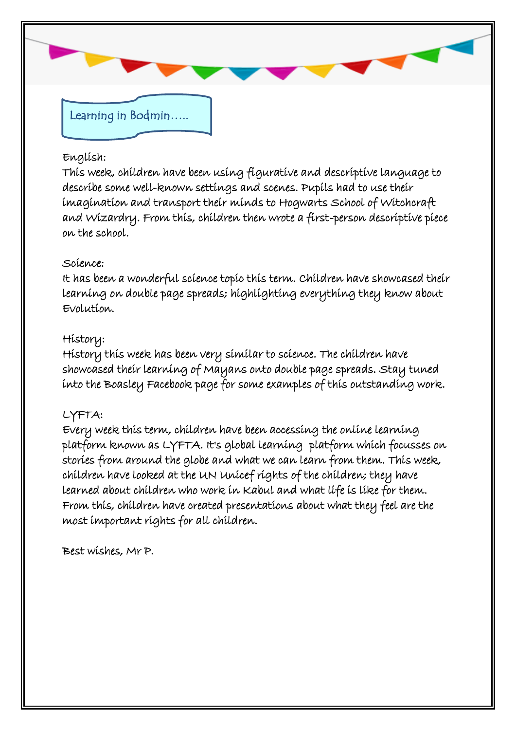## Learning in Bodmin…..

English:
This week, children have been using figurative and descriptive language to describe some well-known settings and scenes. Pupils had to use their imagination and transport their minds to Hogwarts School of Witchcraft and Wizardry. From this, children then wrote a first-person descriptive piece on the school.

Science:
It has been a wonderful science topic this term. Children have showcased their learning on double page spreads; highlighting everything they know about Evolution.

History:
History this week has been very similar to science. The children have showcased their learning of Mayans onto double page spreads. Stay tuned into the Boasley Facebook page for some examples of this outstanding work.

LYFTA:
Every week this term, children have been accessing the online learning platform known as LYFTA. It's global learning platform which focusses on stories from around the globe and what we can learn from them. This week, children have looked at the UN Unicef rights of the children; they have learned about children who work in Kabul and what life is like for them. From this, children have created presentations about what they feel are the most important rights for all children.

Best wishes, Mr P.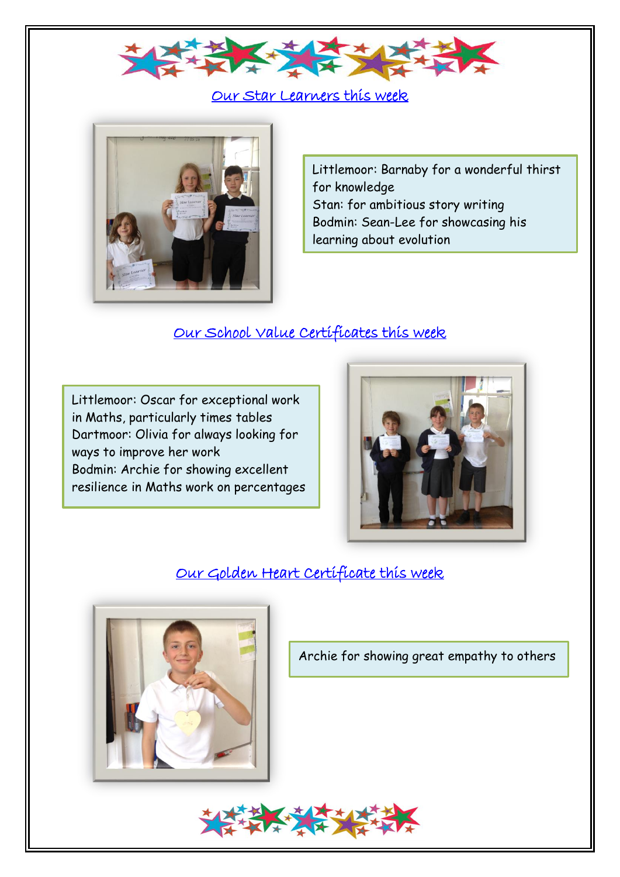## Our Star Learners this week

Littlemoor: Barnaby for a wonderful thirst for knowledge
Stan: for ambitious story writing
Bodmin: Sean-Lee for showcasing his learning about evolution

## Our School Value Certificates this week

Littlemoor: Oscar for exceptional work in Maths, particularly times tables
Dartmoor: Olivia for always looking for ways to improve her work
Bodmin: Archie for showing excellent resilience in Maths work on percentages

## Our Golden Heart Certificate this week

Archie for showing great empathy to others